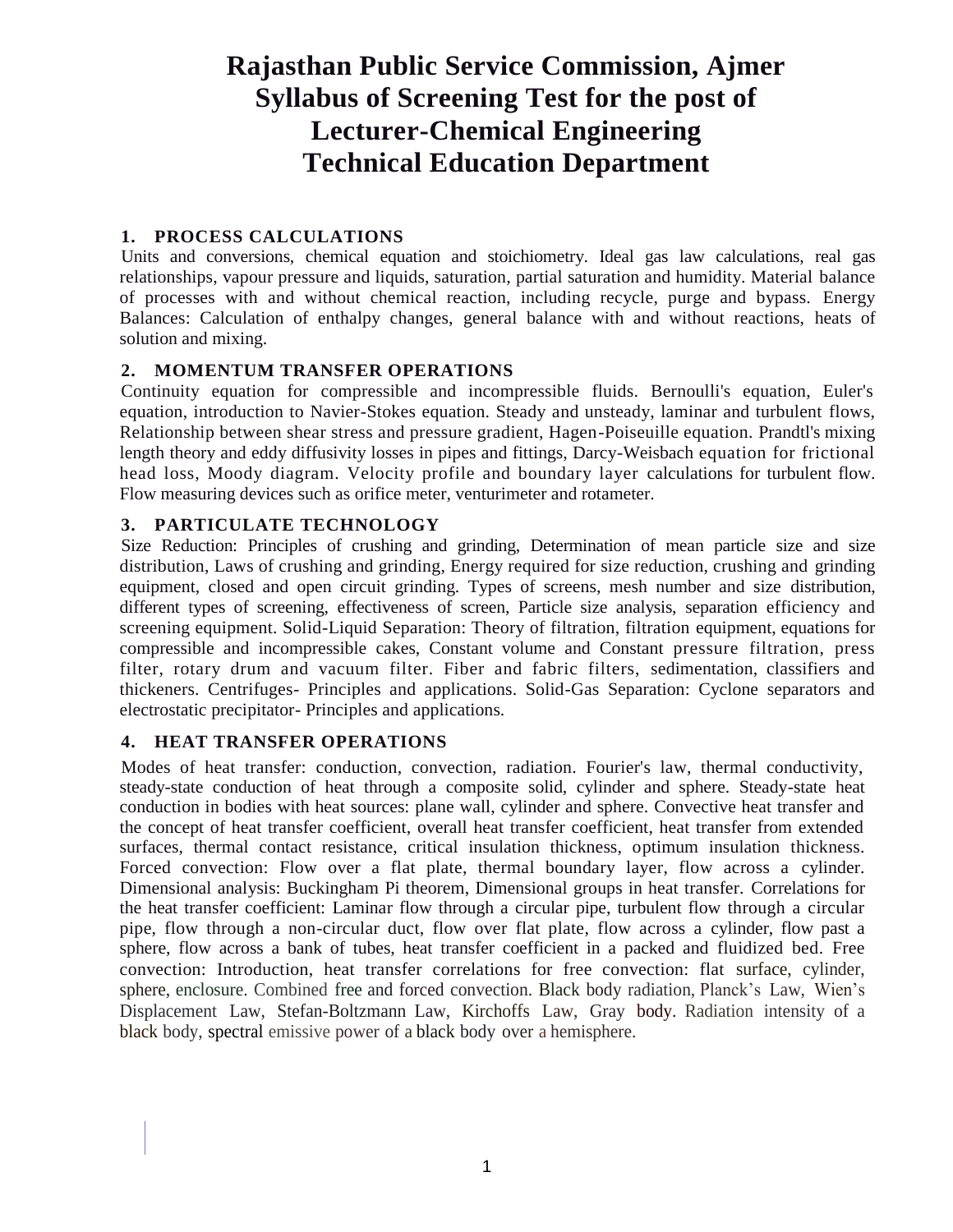# Rajasthan Public Service Commission, Ajmer
# Syllabus of Screening Test for the post of
# Lecturer-Chemical Engineering
# Technical Education Department

## 1. PROCESS CALCULATIONS

Units and conversions, chemical equation and stoichiometry. Ideal gas law calculations, real gas relationships, vapour pressure and liquids, saturation, partial saturation and humidity. Material balance of processes with and without chemical reaction, including recycle, purge and bypass. Energy Balances: Calculation of enthalpy changes, general balance with and without reactions, heats of solution and mixing.

## 2. MOMENTUM TRANSFER OPERATIONS

Continuity equation for compressible and incompressible fluids. Bernoulli's equation, Euler's equation, introduction to Navier-Stokes equation. Steady and unsteady, laminar and turbulent flows, Relationship between shear stress and pressure gradient, Hagen-Poiseuille equation. Prandtl's mixing length theory and eddy diffusivity losses in pipes and fittings, Darcy-Weisbach equation for frictional head loss, Moody diagram. Velocity profile and boundary layer calculations for turbulent flow. Flow measuring devices such as orifice meter, venturimeter and rotameter.

## 3. PARTICULATE TECHNOLOGY

Size Reduction: Principles of crushing and grinding, Determination of mean particle size and size distribution, Laws of crushing and grinding, Energy required for size reduction, crushing and grinding equipment, closed and open circuit grinding. Types of screens, mesh number and size distribution, different types of screening, effectiveness of screen, Particle size analysis, separation efficiency and screening equipment. Solid-Liquid Separation: Theory of filtration, filtration equipment, equations for compressible and incompressible cakes, Constant volume and Constant pressure filtration, press filter, rotary drum and vacuum filter. Fiber and fabric filters, sedimentation, classifiers and thickeners. Centrifuges- Principles and applications. Solid-Gas Separation: Cyclone separators and electrostatic precipitator- Principles and applications.

## 4. HEAT TRANSFER OPERATIONS

Modes of heat transfer: conduction, convection, radiation. Fourier's law, thermal conductivity, steady-state conduction of heat through a composite solid, cylinder and sphere. Steady-state heat conduction in bodies with heat sources: plane wall, cylinder and sphere. Convective heat transfer and the concept of heat transfer coefficient, overall heat transfer coefficient, heat transfer from extended surfaces, thermal contact resistance, critical insulation thickness, optimum insulation thickness. Forced convection: Flow over a flat plate, thermal boundary layer, flow across a cylinder. Dimensional analysis: Buckingham Pi theorem, Dimensional groups in heat transfer. Correlations for the heat transfer coefficient: Laminar flow through a circular pipe, turbulent flow through a circular pipe, flow through a non-circular duct, flow over flat plate, flow across a cylinder, flow past a sphere, flow across a bank of tubes, heat transfer coefficient in a packed and fluidized bed. Free convection: Introduction, heat transfer correlations for free convection: flat surface, cylinder, sphere, enclosure. Combined free and forced convection. Black body radiation, Planck's Law, Wien's Displacement Law, Stefan-Boltzmann Law, Kirchoffs Law, Gray body. Radiation intensity of a black body, spectral emissive power of a black body over a hemisphere.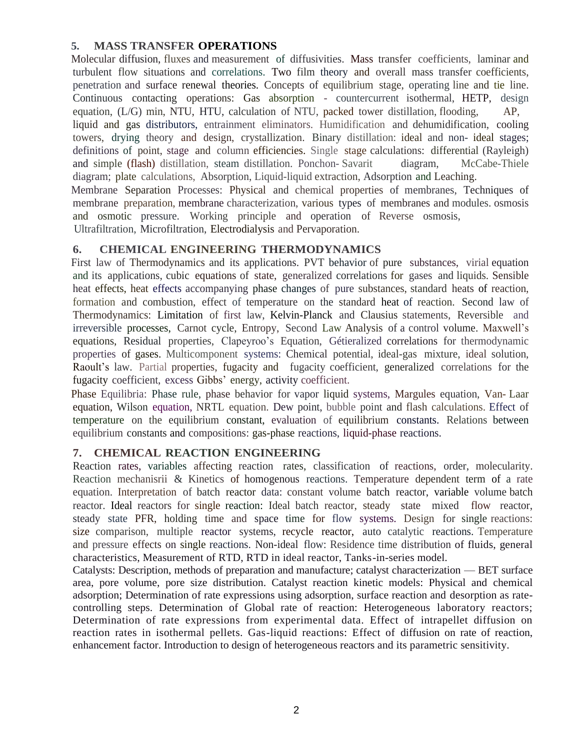## 5. MASS TRANSFER OPERATIONS

Molecular diffusion, fluxes and measurement of diffusivities. Mass transfer coefficients, laminar and turbulent flow situations and correlations. Two film theory and overall mass transfer coefficients, penetration and surface renewal theories. Concepts of equilibrium stage, operating line and tie line. Continuous contacting operations: Gas absorption - countercurrent isothermal, HETP, design equation, (L/G) min, NTU, HTU, calculation of NTU, packed tower distillation, flooding, AP, liquid and gas distributors, entrainment eliminators. Humidification and dehumidification, cooling towers, drying theory and design, crystallization. Binary distillation: ideal and non- ideal stages; definitions of point, stage and column efficiencies. Single stage calculations: differential (Rayleigh) and simple (flash) distillation, steam distillation. Ponchon- Savarit diagram, McCabe-Thiele diagram; plate calculations, Absorption, Liquid-liquid extraction, Adsorption and Leaching.

Membrane Separation Processes: Physical and chemical properties of membranes, Techniques of membrane preparation, membrane characterization, various types of membranes and modules. osmosis and osmotic pressure. Working principle and operation of Reverse osmosis, Ultrafiltration, Microfiltration, Electrodialysis and Pervaporation.

## 6. CHEMICAL ENGINEERING THERMODYNAMICS

First law of Thermodynamics and its applications. PVT behavior of pure substances, virial equation and its applications, cubic equations of state, generalized correlations for gases and liquids. Sensible heat effects, heat effects accompanying phase changes of pure substances, standard heats of reaction, formation and combustion, effect of temperature on the standard heat of reaction. Second law of Thermodynamics: Limitation of first law, Kelvin-Planck and Clausius statements, Reversible and irreversible processes, Carnot cycle, Entropy, Second Law Analysis of a control volume. Maxwell's equations, Residual properties, Clapeyroo's Equation, Gétieralized correlations for thermodynamic properties of gases. Multicomponent systems: Chemical potential, ideal-gas mixture, ideal solution, Raoult's law. Partial properties, fugacity and fugacity coefficient, generalized correlations for the fugacity coefficient, excess Gibbs' energy, activity coefficient.

Phase Equilibria: Phase rule, phase behavior for vapor liquid systems, Margules equation, Van- Laar equation, Wilson equation, NRTL equation. Dew point, bubble point and flash calculations. Effect of temperature on the equilibrium constant, evaluation of equilibrium constants. Relations between equilibrium constants and compositions: gas-phase reactions, liquid-phase reactions.

## 7. CHEMICAL REACTION ENGINEERING

Reaction rates, variables affecting reaction rates, classification of reactions, order, molecularity. Reaction mechanisrii & Kinetics of homogenous reactions. Temperature dependent term of a rate equation. Interpretation of batch reactor data: constant volume batch reactor, variable volume batch reactor. Ideal reactors for single reaction: Ideal batch reactor, steady state mixed flow reactor, steady state PFR, holding time and space time for flow systems. Design for single reactions: size comparison, multiple reactor systems, recycle reactor, auto catalytic reactions. Temperature and pressure effects on single reactions. Non-ideal flow: Residence time distribution of fluids, general characteristics, Measurement of RTD, RTD in ideal reactor, Tanks-in-series model.

Catalysts: Description, methods of preparation and manufacture; catalyst characterization — BET surface area, pore volume, pore size distribution. Catalyst reaction kinetic models: Physical and chemical adsorption; Determination of rate expressions using adsorption, surface reaction and desorption as rate-controlling steps. Determination of Global rate of reaction: Heterogeneous laboratory reactors; Determination of rate expressions from experimental data. Effect of intrapellet diffusion on reaction rates in isothermal pellets. Gas-liquid reactions: Effect of diffusion on rate of reaction, enhancement factor. Introduction to design of heterogeneous reactors and its parametric sensitivity.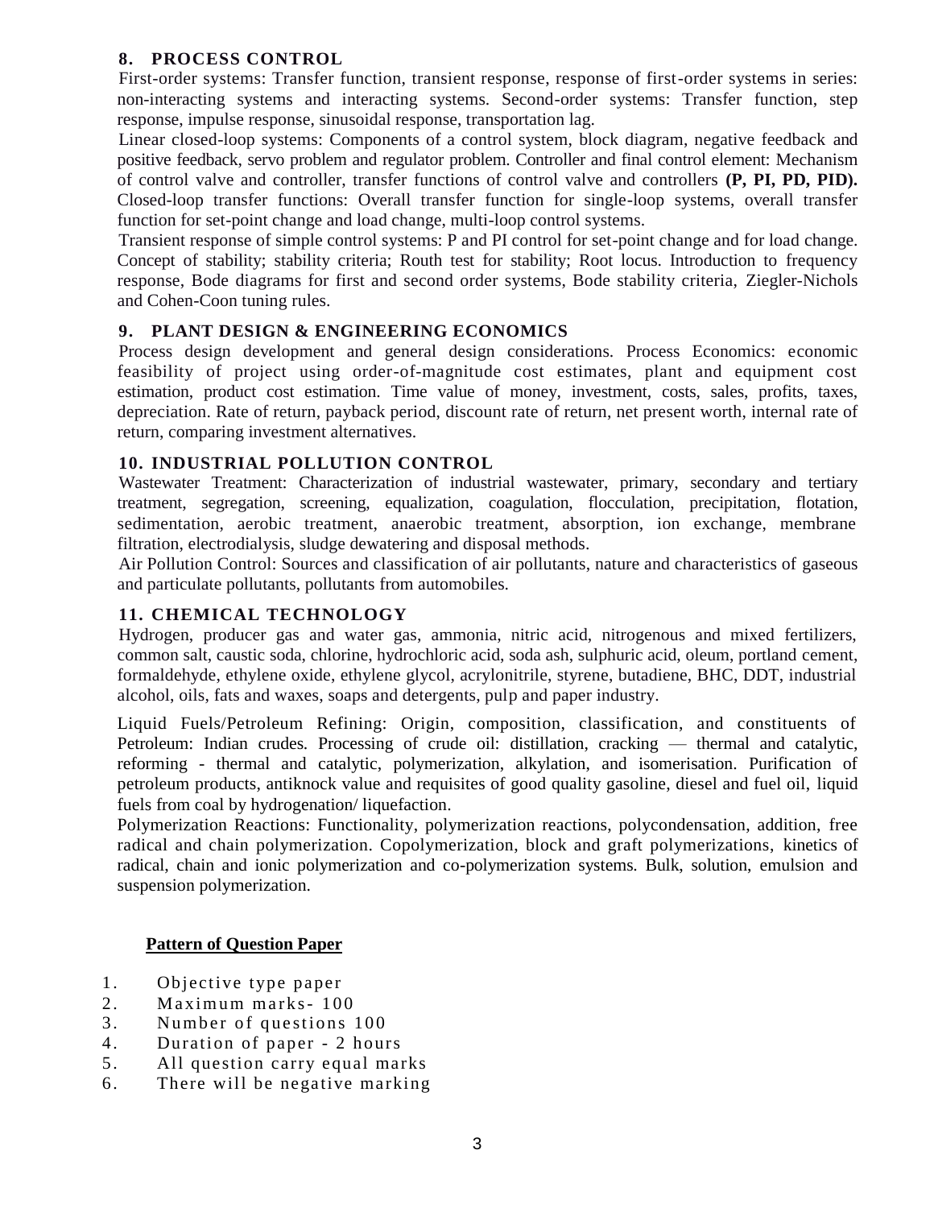## 8. PROCESS CONTROL

First-order systems: Transfer function, transient response, response of first-order systems in series: non-interacting systems and interacting systems. Second-order systems: Transfer function, step response, impulse response, sinusoidal response, transportation lag.

Linear closed-loop systems: Components of a control system, block diagram, negative feedback and positive feedback, servo problem and regulator problem. Controller and final control element: Mechanism of control valve and controller, transfer functions of control valve and controllers **(P, PI, PD, PID).** Closed-loop transfer functions: Overall transfer function for single-loop systems, overall transfer function for set-point change and load change, multi-loop control systems.

Transient response of simple control systems: P and PI control for set-point change and for load change. Concept of stability; stability criteria; Routh test for stability; Root locus. Introduction to frequency response, Bode diagrams for first and second order systems, Bode stability criteria, Ziegler-Nichols and Cohen-Coon tuning rules.

## 9. PLANT DESIGN & ENGINEERING ECONOMICS

Process design development and general design considerations. Process Economics: economic feasibility of project using order-of-magnitude cost estimates, plant and equipment cost estimation, product cost estimation. Time value of money, investment, costs, sales, profits, taxes, depreciation. Rate of return, payback period, discount rate of return, net present worth, internal rate of return, comparing investment alternatives.

## 10. INDUSTRIAL POLLUTION CONTROL

Wastewater Treatment: Characterization of industrial wastewater, primary, secondary and tertiary treatment, segregation, screening, equalization, coagulation, flocculation, precipitation, flotation, sedimentation, aerobic treatment, anaerobic treatment, absorption, ion exchange, membrane filtration, electrodialysis, sludge dewatering and disposal methods.

Air Pollution Control: Sources and classification of air pollutants, nature and characteristics of gaseous and particulate pollutants, pollutants from automobiles.

## 11. CHEMICAL TECHNOLOGY

Hydrogen, producer gas and water gas, ammonia, nitric acid, nitrogenous and mixed fertilizers, common salt, caustic soda, chlorine, hydrochloric acid, soda ash, sulphuric acid, oleum, portland cement, formaldehyde, ethylene oxide, ethylene glycol, acrylonitrile, styrene, butadiene, BHC, DDT, industrial alcohol, oils, fats and waxes, soaps and detergents, pulp and paper industry.

Liquid Fuels/Petroleum Refining: Origin, composition, classification, and constituents of Petroleum: Indian crudes. Processing of crude oil: distillation, cracking — thermal and catalytic, reforming - thermal and catalytic, polymerization, alkylation, and isomerisation. Purification of petroleum products, antiknock value and requisites of good quality gasoline, diesel and fuel oil, liquid fuels from coal by hydrogenation/ liquefaction.

Polymerization Reactions: Functionality, polymerization reactions, polycondensation, addition, free radical and chain polymerization. Copolymerization, block and graft polymerizations, kinetics of radical, chain and ionic polymerization and co-polymerization systems. Bulk, solution, emulsion and suspension polymerization.

## Pattern of Question Paper

1. Objective type paper
2. Maximum marks- 100
3. Number of questions 100
4. Duration of paper - 2 hours
5. All question carry equal marks
6. There will be negative marking